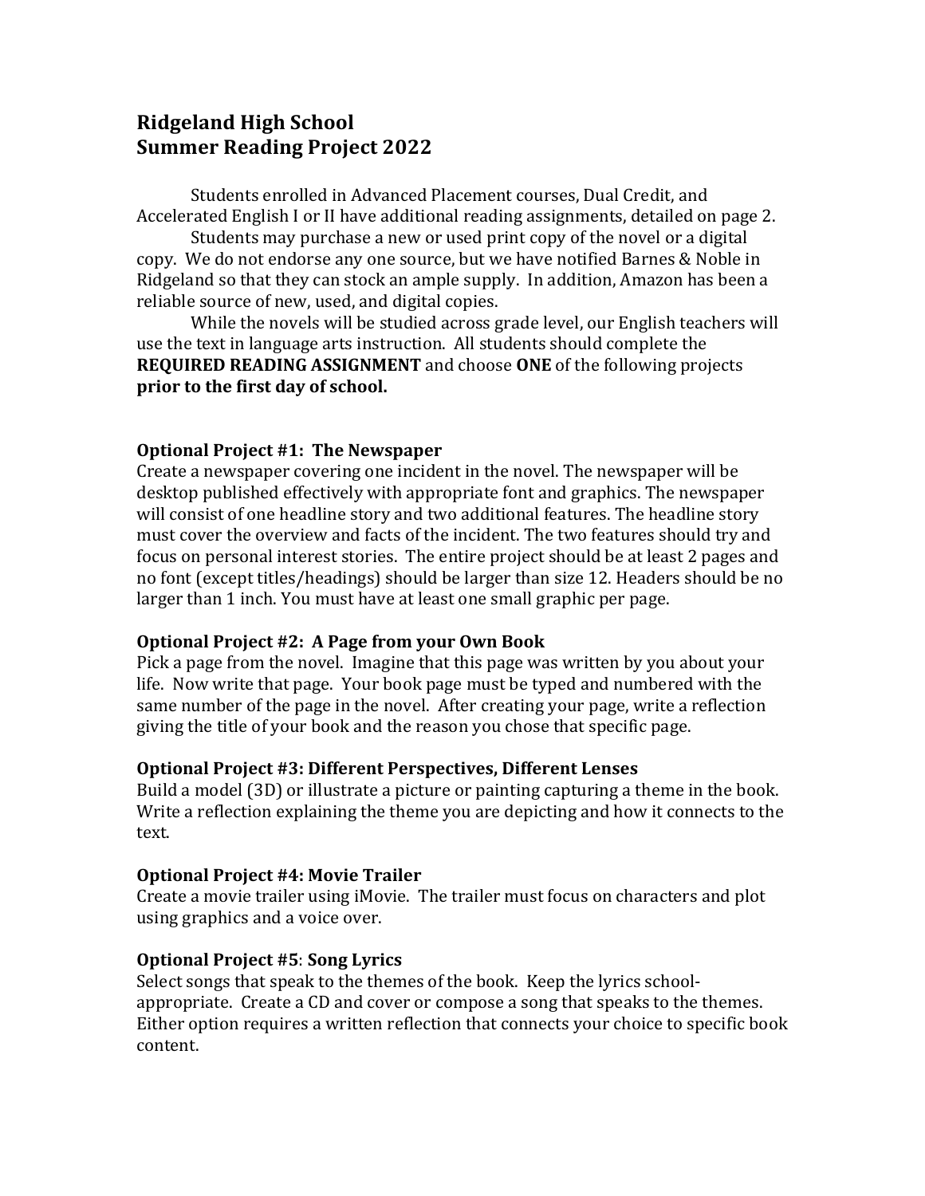# Ridgeland High School
# Summer Reading Project 2022

Students enrolled in Advanced Placement courses, Dual Credit, and Accelerated English I or II have additional reading assignments, detailed on page 2.

Students may purchase a new or used print copy of the novel or a digital copy. We do not endorse any one source, but we have notified Barnes & Noble in Ridgeland so that they can stock an ample supply. In addition, Amazon has been a reliable source of new, used, and digital copies.

While the novels will be studied across grade level, our English teachers will use the text in language arts instruction. All students should complete the **REQUIRED READING ASSIGNMENT** and choose **ONE** of the following projects **prior to the first day of school.**

### Optional Project #1: The Newspaper

Create a newspaper covering one incident in the novel. The newspaper will be desktop published effectively with appropriate font and graphics. The newspaper will consist of one headline story and two additional features. The headline story must cover the overview and facts of the incident. The two features should try and focus on personal interest stories. The entire project should be at least 2 pages and no font (except titles/headings) should be larger than size 12. Headers should be no larger than 1 inch. You must have at least one small graphic per page.

### Optional Project #2: A Page from your Own Book

Pick a page from the novel. Imagine that this page was written by you about your life. Now write that page. Your book page must be typed and numbered with the same number of the page in the novel. After creating your page, write a reflection giving the title of your book and the reason you chose that specific page.

### Optional Project #3: Different Perspectives, Different Lenses

Build a model (3D) or illustrate a picture or painting capturing a theme in the book. Write a reflection explaining the theme you are depicting and how it connects to the text.

### Optional Project #4: Movie Trailer

Create a movie trailer using iMovie. The trailer must focus on characters and plot using graphics and a voice over.

### Optional Project #5: Song Lyrics

Select songs that speak to the themes of the book. Keep the lyrics school-appropriate. Create a CD and cover or compose a song that speaks to the themes. Either option requires a written reflection that connects your choice to specific book content.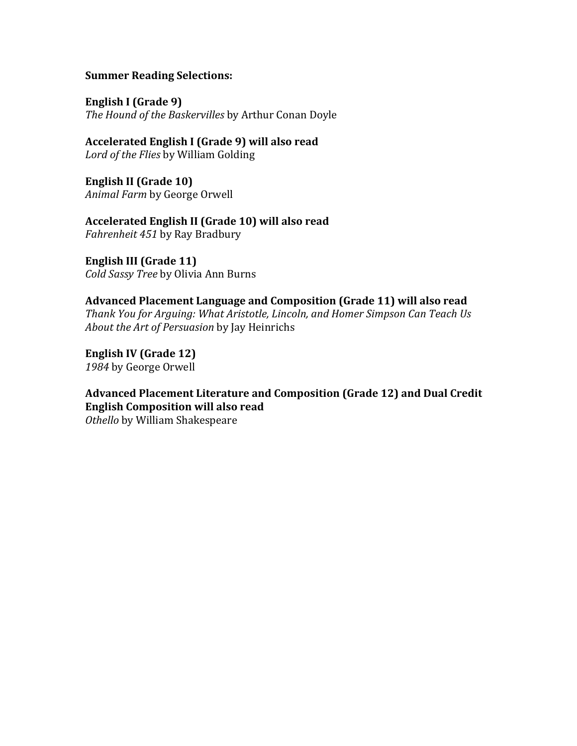**Summer Reading Selections:**

**English I (Grade 9)**
*The Hound of the Baskervilles* by Arthur Conan Doyle

**Accelerated English I (Grade 9) will also read**
*Lord of the Flies* by William Golding

**English II (Grade 10)**
*Animal Farm* by George Orwell

**Accelerated English II (Grade 10) will also read**
*Fahrenheit 451* by Ray Bradbury

**English III (Grade 11)**
*Cold Sassy Tree* by Olivia Ann Burns

**Advanced Placement Language and Composition (Grade 11) will also read**
*Thank You for Arguing: What Aristotle, Lincoln, and Homer Simpson Can Teach Us About the Art of Persuasion* by Jay Heinrichs

**English IV (Grade 12)**
*1984* by George Orwell

**Advanced Placement Literature and Composition (Grade 12) and Dual Credit English Composition will also read**
*Othello* by William Shakespeare